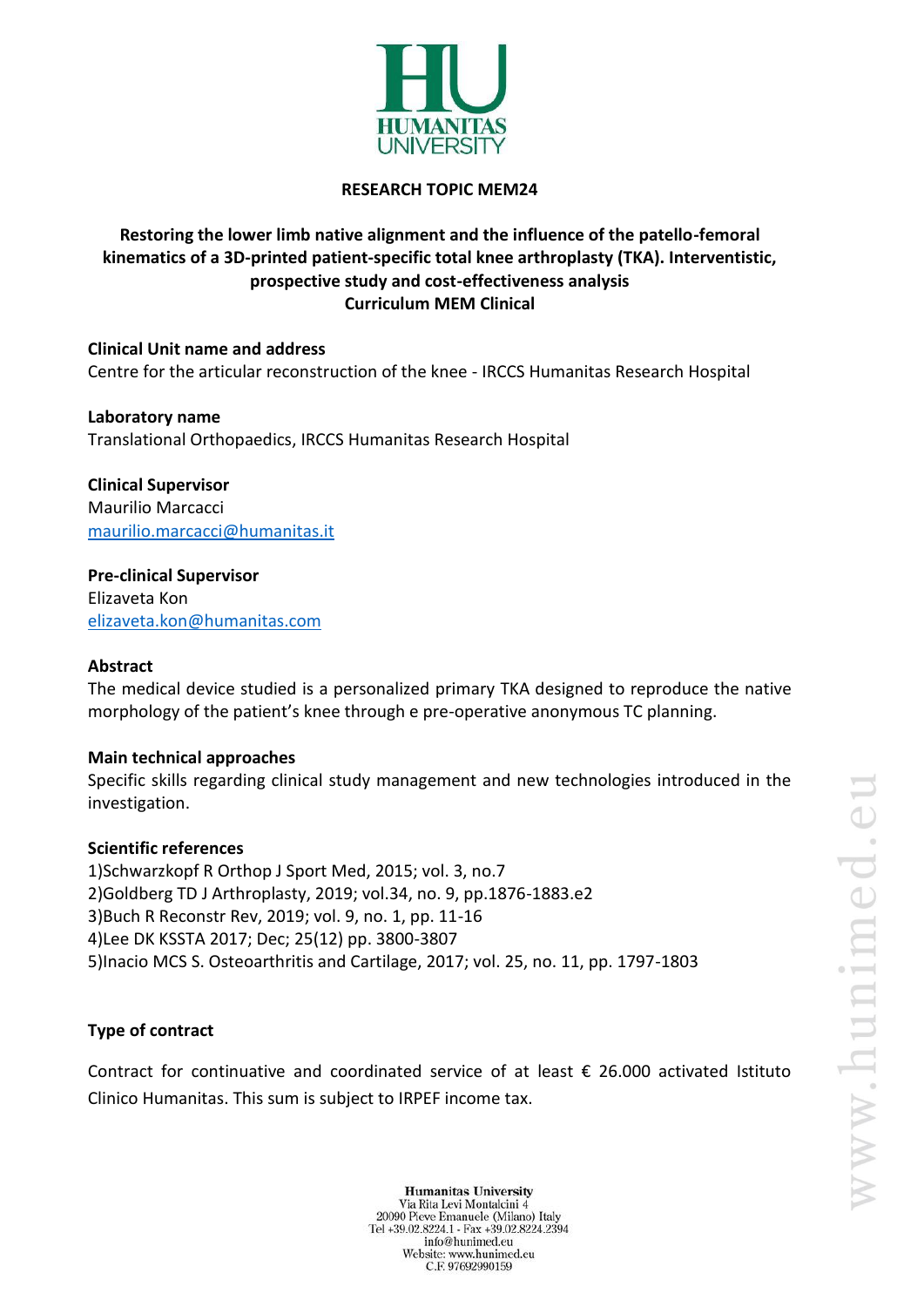**RESEARCH TOPIC MEM24**

**Restoring the lower limb native alignment and the influence of the patello-femoral kinematics of a 3D-printed patient-specific total knee arthroplasty (TKA). Interventistic, prospective study and cost-effectiveness analysis**
**Curriculum MEM Clinical**

**Clinical Unit name and address**
Centre for the articular reconstruction of the knee - IRCCS Humanitas Research Hospital

**Laboratory name**
Translational Orthopaedics, IRCCS Humanitas Research Hospital

**Clinical Supervisor**
Maurilio Marcacci
maurilio.marcacci@humanitas.it

**Pre-clinical Supervisor**
Elizaveta Kon
elizaveta.kon@humanitas.com

**Abstract**
The medical device studied is a personalized primary TKA designed to reproduce the native morphology of the patient's knee through e pre-operative anonymous TC planning.

**Main technical approaches**
Specific skills regarding clinical study management and new technologies introduced in the investigation.

**Scientific references**
1)Schwarzkopf R Orthop J Sport Med, 2015; vol. 3, no.7
2)Goldberg TD J Arthroplasty, 2019; vol.34, no. 9, pp.1876-1883.e2
3)Buch R Reconstr Rev, 2019; vol. 9, no. 1, pp. 11-16
4)Lee DK KSSTA 2017; Dec; 25(12) pp. 3800-3807
5)Inacio MCS S. Osteoarthritis and Cartilage, 2017; vol. 25, no. 11, pp. 1797-1803

**Type of contract**

Contract for continuative and coordinated service of at least € 26.000 activated Istituto Clinico Humanitas. This sum is subject to IRPEF income tax.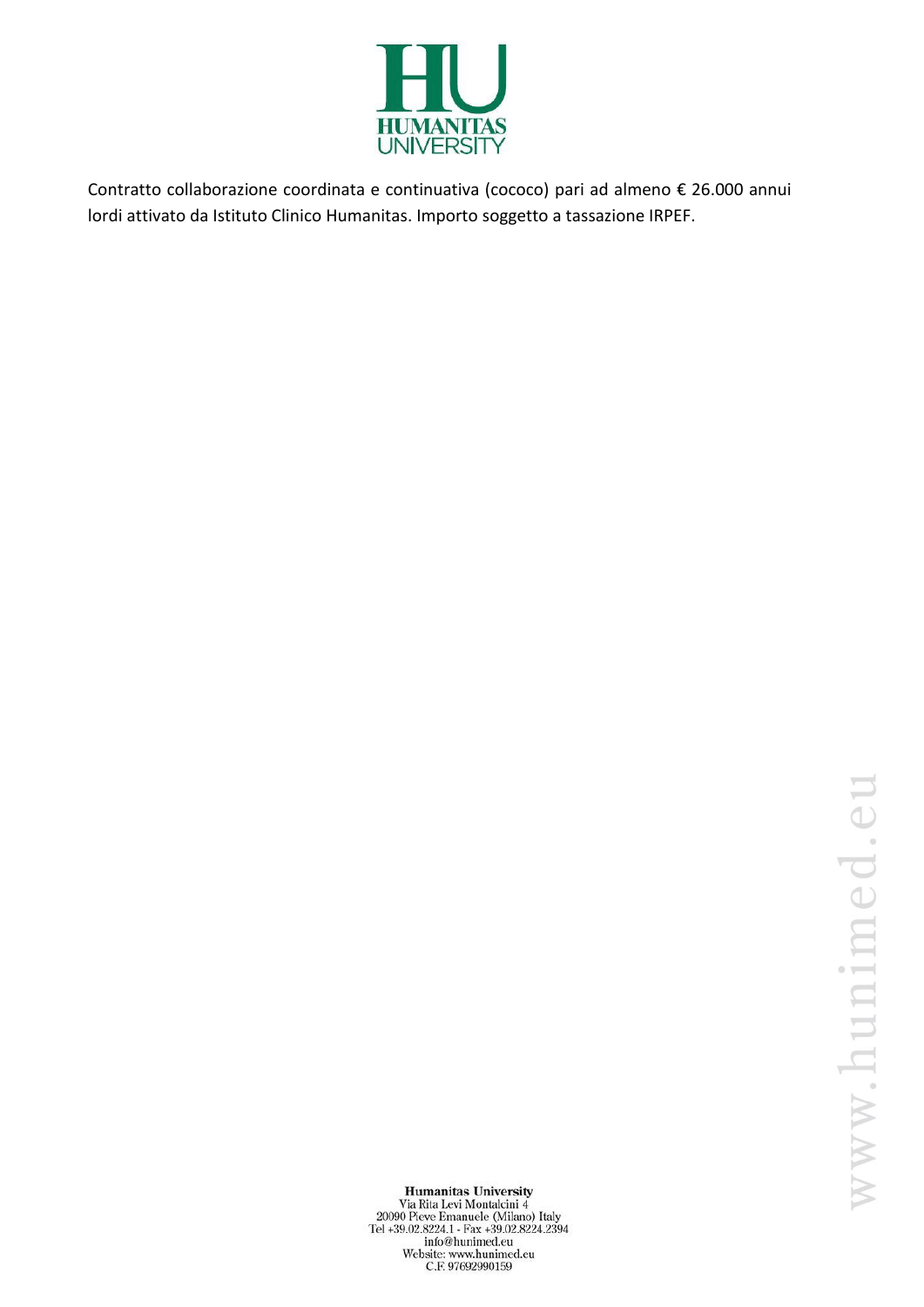Contratto collaborazione coordinata e continuativa (cococo) pari ad almeno € 26.000 annui lordi attivato da Istituto Clinico Humanitas. Importo soggetto a tassazione IRPEF.